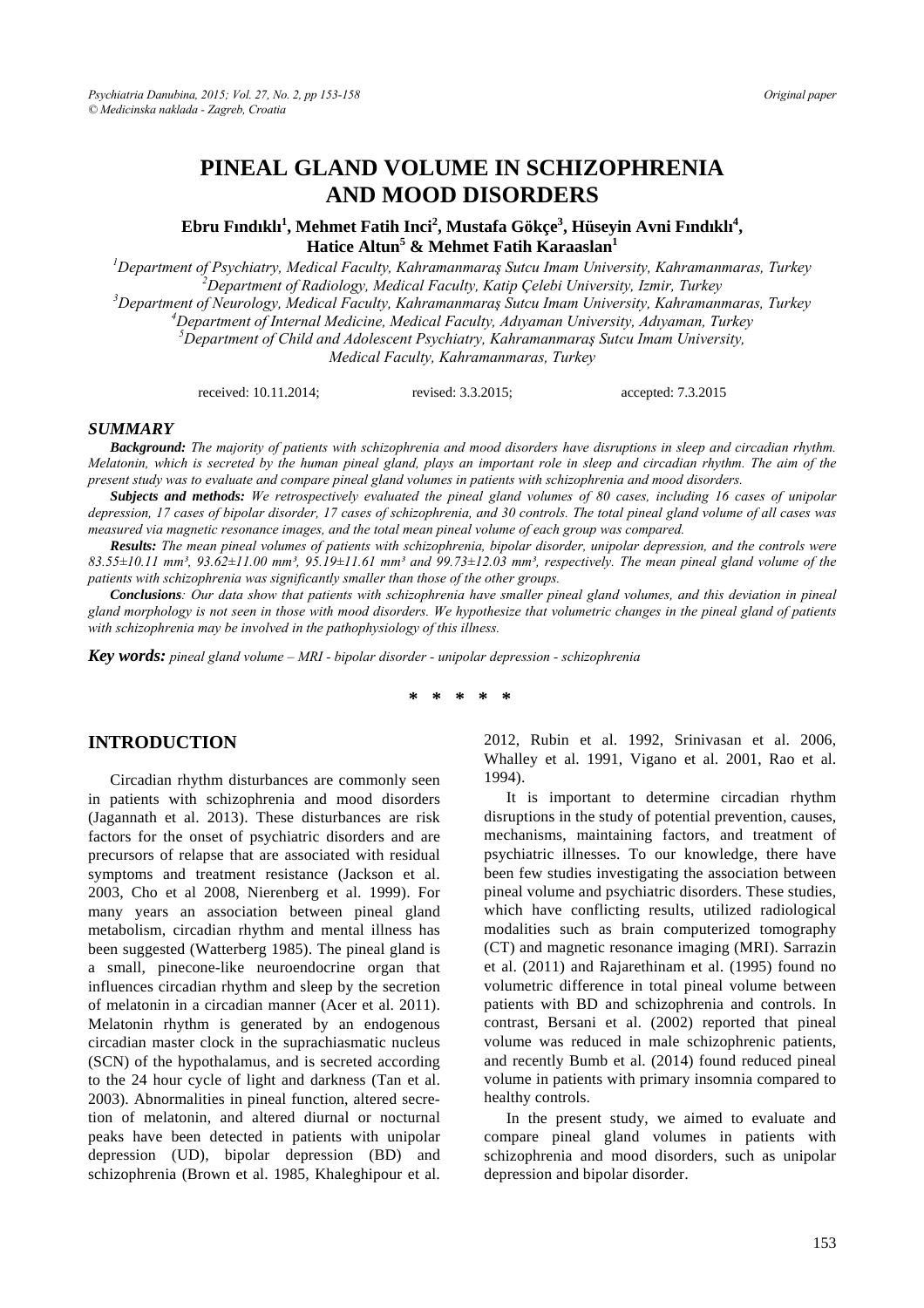# PINEAL GLAND VOLUME IN SCHIZOPHRENIA AND MOOD DISORDERS

**Ebru Fındıklı[1], Mehmet Fatih Inci[2], Mustafa Gökçe[3], Hüseyin Avni Fındıklı[4], Hatice Altun[5] & Mehmet Fatih Karaaslan[1]**

[1]*Department of Psychiatry, Medical Faculty, Kahramanmaraş Sutcu Imam University, Kahramanmaras, Turkey*
[2]*Department of Radiology, Medical Faculty, Katip Çelebi University, Izmir, Turkey*
[3]*Department of Neurology, Medical Faculty, Kahramanmaraş Sutcu Imam University, Kahramanmaras, Turkey*
[4]*Department of Internal Medicine, Medical Faculty, Adıyaman University, Adıyaman, Turkey*
[5]*Department of Child and Adolescent Psychiatry, Kahramanmaraş Sutcu Imam University, Medical Faculty, Kahramanmaras, Turkey*

received: 10.11.2014; revised: 3.3.2015; accepted: 7.3.2015

## SUMMARY

***Background:*** *The majority of patients with schizophrenia and mood disorders have disruptions in sleep and circadian rhythm. Melatonin, which is secreted by the human pineal gland, plays an important role in sleep and circadian rhythm. The aim of the present study was to evaluate and compare pineal gland volumes in patients with schizophrenia and mood disorders.*

***Subjects and methods:*** *We retrospectively evaluated the pineal gland volumes of 80 cases, including 16 cases of unipolar depression, 17 cases of bipolar disorder, 17 cases of schizophrenia, and 30 controls. The total pineal gland volume of all cases was measured via magnetic resonance images, and the total mean pineal volume of each group was compared.*

***Results:*** *The mean pineal volumes of patients with schizophrenia, bipolar disorder, unipolar depression, and the controls were 83.55±10.11 mm³, 93.62±11.00 mm³, 95.19±11.61 mm³ and 99.73±12.03 mm³, respectively. The mean pineal gland volume of the patients with schizophrenia was significantly smaller than those of the other groups.*

***Conclusions****: Our data show that patients with schizophrenia have smaller pineal gland volumes, and this deviation in pineal gland morphology is not seen in those with mood disorders. We hypothesize that volumetric changes in the pineal gland of patients with schizophrenia may be involved in the pathophysiology of this illness.*

***Key words:*** *pineal gland volume – MRI - bipolar disorder - unipolar depression - schizophrenia*

\* \* \* \* \*

## INTRODUCTION

Circadian rhythm disturbances are commonly seen in patients with schizophrenia and mood disorders (Jagannath et al. 2013). These disturbances are risk factors for the onset of psychiatric disorders and are precursors of relapse that are associated with residual symptoms and treatment resistance (Jackson et al. 2003, Cho et al 2008, Nierenberg et al. 1999). For many years an association between pineal gland metabolism, circadian rhythm and mental illness has been suggested (Watterberg 1985). The pineal gland is a small, pinecone-like neuroendocrine organ that influences circadian rhythm and sleep by the secretion of melatonin in a circadian manner (Acer et al. 2011). Melatonin rhythm is generated by an endogenous circadian master clock in the suprachiasmatic nucleus (SCN) of the hypothalamus, and is secreted according to the 24 hour cycle of light and darkness (Tan et al. 2003). Abnormalities in pineal function, altered secretion of melatonin, and altered diurnal or nocturnal peaks have been detected in patients with unipolar depression (UD), bipolar depression (BD) and schizophrenia (Brown et al. 1985, Khaleghipour et al. 2012, Rubin et al. 1992, Srinivasan et al. 2006, Whalley et al. 1991, Vigano et al. 2001, Rao et al. 1994).

It is important to determine circadian rhythm disruptions in the study of potential prevention, causes, mechanisms, maintaining factors, and treatment of psychiatric illnesses. To our knowledge, there have been few studies investigating the association between pineal volume and psychiatric disorders. These studies, which have conflicting results, utilized radiological modalities such as brain computerized tomography (CT) and magnetic resonance imaging (MRI). Sarrazin et al. (2011) and Rajarethinam et al. (1995) found no volumetric difference in total pineal volume between patients with BD and schizophrenia and controls. In contrast, Bersani et al. (2002) reported that pineal volume was reduced in male schizophrenic patients, and recently Bumb et al. (2014) found reduced pineal volume in patients with primary insomnia compared to healthy controls.

In the present study, we aimed to evaluate and compare pineal gland volumes in patients with schizophrenia and mood disorders, such as unipolar depression and bipolar disorder.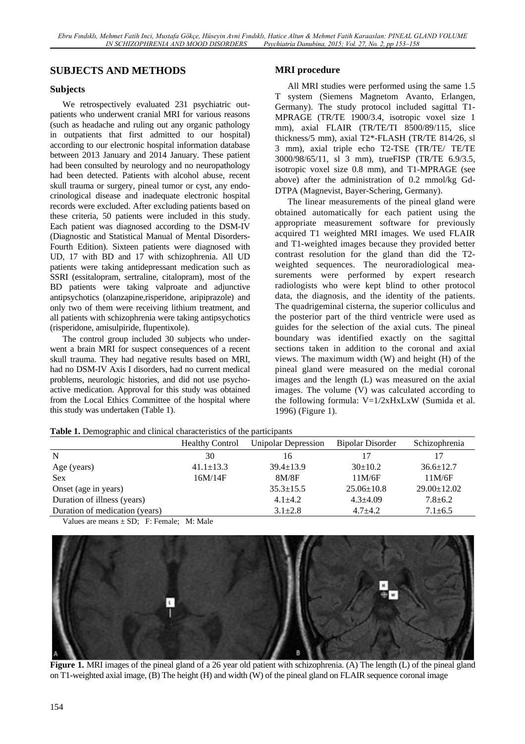## SUBJECTS AND METHODS

### Subjects

We retrospectively evaluated 231 psychiatric outpatients who underwent cranial MRI for various reasons (such as headache and ruling out any organic pathology in outpatients that first admitted to our hospital) according to our electronic hospital information database between 2013 January and 2014 January. These patient had been consulted by neurology and no neuropathology had been detected. Patients with alcohol abuse, recent skull trauma or surgery, pineal tumor or cyst, any endocrinological disease and inadequate electronic hospital records were excluded. After excluding patients based on these criteria, 50 patients were included in this study. Each patient was diagnosed according to the DSM-IV (Diagnostic and Statistical Manual of Mental Disorders-Fourth Edition). Sixteen patients were diagnosed with UD, 17 with BD and 17 with schizophrenia. All UD patients were taking antidepressant medication such as SSRI (essitalopram, sertraline, citalopram), most of the BD patients were taking valproate and adjunctive antipsychotics (olanzapine,risperidone, aripiprazole) and only two of them were receiving lithium treatment, and all patients with schizophrenia were taking antipsychotics (risperidone, amisulpiride, flupentixole).

The control group included 30 subjects who underwent a brain MRI for suspect consequences of a recent skull trauma. They had negative results based on MRI, had no DSM-IV Axis I disorders, had no current medical problems, neurologic histories, and did not use psychoactive medication. Approval for this study was obtained from the Local Ethics Committee of the hospital where this study was undertaken (Table 1).

### MRI procedure

All MRI studies were performed using the same 1.5 T system (Siemens Magnetom Avanto, Erlangen, Germany). The study protocol included sagittal T1-MPRAGE (TR/TE 1900/3.4, isotropic voxel size 1 mm), axial FLAIR (TR/TE/TI 8500/89/115, slice thickness/5 mm), axial T2*-FLASH (TR/TE 814/26, sl 3 mm), axial triple echo T2-TSE (TR/TE/ TE/TE 3000/98/65/11, sl 3 mm), trueFISP (TR/TE 6.9/3.5, isotropic voxel size 0.8 mm), and T1-MPRAGE (see above) after the administration of 0.2 mmol/kg Gd-DTPA (Magnevist, Bayer-Schering, Germany).

The linear measurements of the pineal gland were obtained automatically for each patient using the appropriate measurement software for previously acquired T1 weighted MRI images. We used FLAIR and T1-weighted images because they provided better contrast resolution for the gland than did the T2-weighted sequences. The neuroradiological measurements were performed by expert research radiologists who were kept blind to other protocol data, the diagnosis, and the identity of the patients. The quadrigeminal cisterna, the superior colliculus and the posterior part of the third ventricle were used as guides for the selection of the axial cuts. The pineal boundary was identified exactly on the sagittal sections taken in addition to the coronal and axial views. The maximum width (W) and height (H) of the pineal gland were measured on the medial coronal images and the length (L) was measured on the axial images. The volume (V) was calculated according to the following formula: V=1/2xHxLxW (Sumida et al. 1996) (Figure 1).

**Table 1.** Demographic and clinical characteristics of the participants

| | Healthy Control | Unipolar Depression | Bipolar Disorder | Schizophrenia |
|---|---|---|---|---|
| N | 30 | 16 | 17 | 17 |
| Age (years) | 41.1±13.3 | 39.4±13.9 | 30±10.2 | 36.6±12.7 |
| Sex | 16M/14F | 8M/8F | 11M/6F | 11M/6F |
| Onset (age in years) | | 35.3±15.5 | 25.06±10.8 | 29.00±12.02 |
| Duration of illness (years) | | 4.1±4.2 | 4.3±4.09 | 7.8±6.2 |
| Duration of medication (years) | | 3.1±2.8 | 4.7±4.2 | 7.1±6.5 |

Values are means ± SD; F: Female; M: Male

**Figure 1.** MRI images of the pineal gland of a 26 year old patient with schizophrenia. (A) The length (L) of the pineal gland on T1-weighted axial image, (B) The height (H) and width (W) of the pineal gland on FLAIR sequence coronal image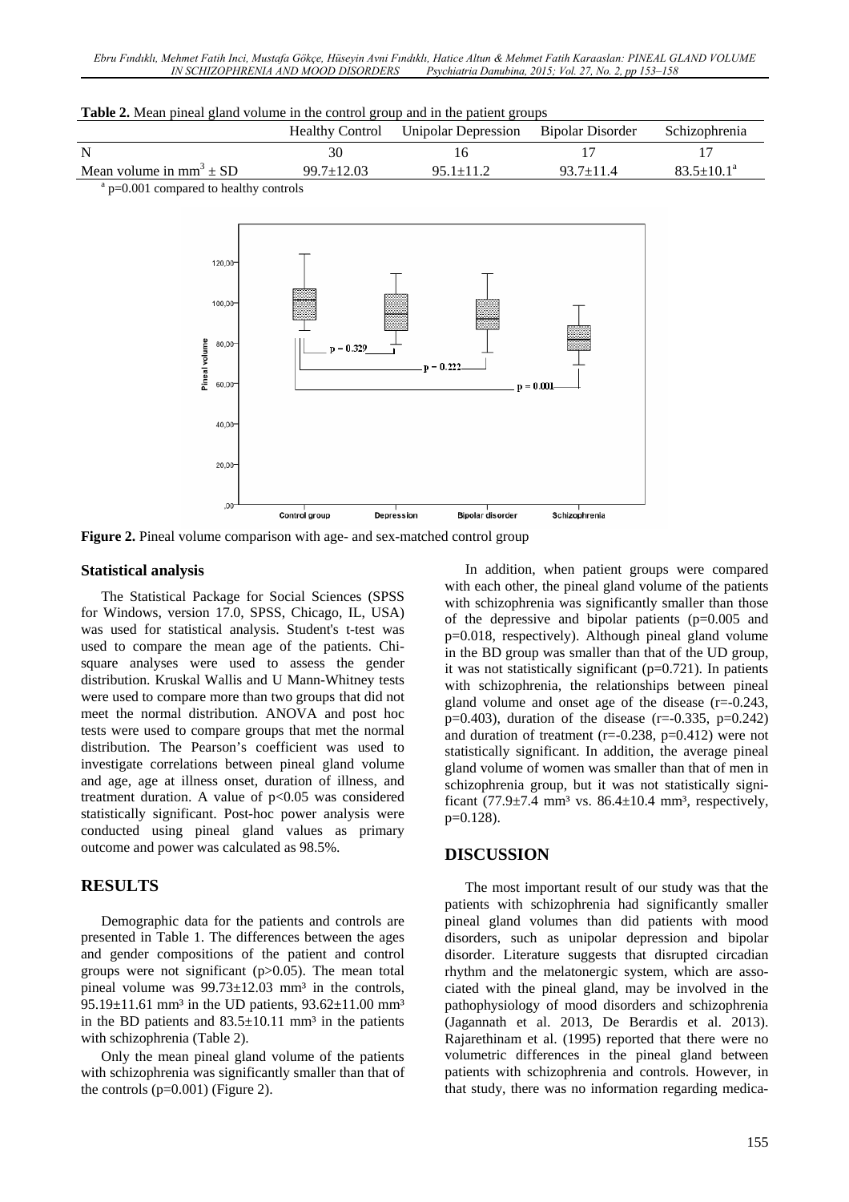**Table 2.** Mean pineal gland volume in the control group and in the patient groups

| | Healthy Control | Unipolar Depression | Bipolar Disorder | Schizophrenia |
|---|---|---|---|---|
| N | 30 | 16 | 17 | 17 |
| Mean volume in $mm^3 \pm SD$ | 99.7±12.03 | 95.1±11.2 | 93.7±11.4 | 83.5±10.1[a] |

[a] p=0.001 compared to healthy controls

**Figure 2.** Pineal volume comparison with age- and sex-matched control group

### Statistical analysis

The Statistical Package for Social Sciences (SPSS for Windows, version 17.0, SPSS, Chicago, IL, USA) was used for statistical analysis. Student's t-test was used to compare the mean age of the patients. Chi-square analyses were used to assess the gender distribution. Kruskal Wallis and U Mann-Whitney tests were used to compare more than two groups that did not meet the normal distribution. ANOVA and post hoc tests were used to compare groups that met the normal distribution. The Pearson's coefficient was used to investigate correlations between pineal gland volume and age, age at illness onset, duration of illness, and treatment duration. A value of $p<0.05$ was considered statistically significant. Post-hoc power analysis were conducted using pineal gland values as primary outcome and power was calculated as 98.5%.

## RESULTS

Demographic data for the patients and controls are presented in Table 1. The differences between the ages and gender compositions of the patient and control groups were not significant ($p>0.05$). The mean total pineal volume was 99.73±12.03 mm³ in the controls, 95.19±11.61 mm³ in the UD patients, 93.62±11.00 mm³ in the BD patients and 83.5±10.11 mm³ in the patients with schizophrenia (Table 2).

Only the mean pineal gland volume of the patients with schizophrenia was significantly smaller than that of the controls (p=0.001) (Figure 2).

In addition, when patient groups were compared with each other, the pineal gland volume of the patients with schizophrenia was significantly smaller than those of the depressive and bipolar patients (p=0.005 and p=0.018, respectively). Although pineal gland volume in the BD group was smaller than that of the UD group, it was not statistically significant (p=0.721). In patients with schizophrenia, the relationships between pineal gland volume and onset age of the disease (r=-0.243, p=0.403), duration of the disease (r=-0.335, p=0.242) and duration of treatment (r=-0.238, p=0.412) were not statistically significant. In addition, the average pineal gland volume of women was smaller than that of men in schizophrenia group, but it was not statistically significant (77.9±7.4 mm³ vs. 86.4±10.4 mm³, respectively, p=0.128).

## DISCUSSION

The most important result of our study was that the patients with schizophrenia had significantly smaller pineal gland volumes than did patients with mood disorders, such as unipolar depression and bipolar disorder. Literature suggests that disrupted circadian rhythm and the melatonergic system, which are associated with the pineal gland, may be involved in the pathophysiology of mood disorders and schizophrenia (Jagannath et al. 2013, De Berardis et al. 2013). Rajarethinam et al. (1995) reported that there were no volumetric differences in the pineal gland between patients with schizophrenia and controls. However, in that study, there was no information regarding medica-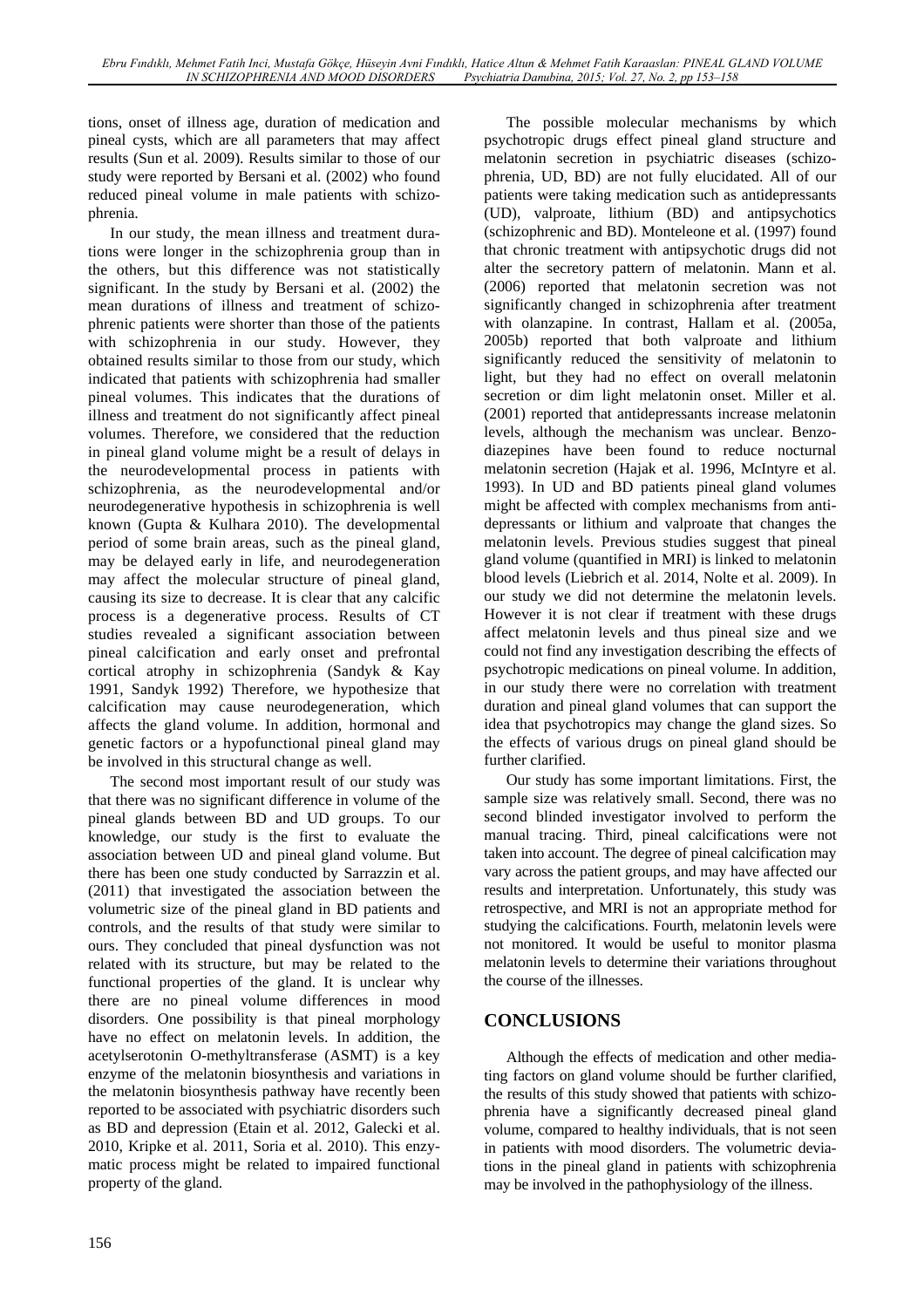tions, onset of illness age, duration of medication and pineal cysts, which are all parameters that may affect results (Sun et al. 2009). Results similar to those of our study were reported by Bersani et al. (2002) who found reduced pineal volume in male patients with schizophrenia.

In our study, the mean illness and treatment durations were longer in the schizophrenia group than in the others, but this difference was not statistically significant. In the study by Bersani et al. (2002) the mean durations of illness and treatment of schizophrenic patients were shorter than those of the patients with schizophrenia in our study. However, they obtained results similar to those from our study, which indicated that patients with schizophrenia had smaller pineal volumes. This indicates that the durations of illness and treatment do not significantly affect pineal volumes. Therefore, we considered that the reduction in pineal gland volume might be a result of delays in the neurodevelopmental process in patients with schizophrenia, as the neurodevelopmental and/or neurodegenerative hypothesis in schizophrenia is well known (Gupta & Kulhara 2010). The developmental period of some brain areas, such as the pineal gland, may be delayed early in life, and neurodegeneration may affect the molecular structure of pineal gland, causing its size to decrease. It is clear that any calcific process is a degenerative process. Results of CT studies revealed a significant association between pineal calcification and early onset and prefrontal cortical atrophy in schizophrenia (Sandyk & Kay 1991, Sandyk 1992) Therefore, we hypothesize that calcification may cause neurodegeneration, which affects the gland volume. In addition, hormonal and genetic factors or a hypofunctional pineal gland may be involved in this structural change as well.

The second most important result of our study was that there was no significant difference in volume of the pineal glands between BD and UD groups. To our knowledge, our study is the first to evaluate the association between UD and pineal gland volume. But there has been one study conducted by Sarrazzin et al. (2011) that investigated the association between the volumetric size of the pineal gland in BD patients and controls, and the results of that study were similar to ours. They concluded that pineal dysfunction was not related with its structure, but may be related to the functional properties of the gland. It is unclear why there are no pineal volume differences in mood disorders. One possibility is that pineal morphology have no effect on melatonin levels. In addition, the acetylserotonin O-methyltransferase (ASMT) is a key enzyme of the melatonin biosynthesis and variations in the melatonin biosynthesis pathway have recently been reported to be associated with psychiatric disorders such as BD and depression (Etain et al. 2012, Galecki et al. 2010, Kripke et al. 2011, Soria et al. 2010). This enzymatic process might be related to impaired functional property of the gland.

The possible molecular mechanisms by which psychotropic drugs effect pineal gland structure and melatonin secretion in psychiatric diseases (schizophrenia, UD, BD) are not fully elucidated. All of our patients were taking medication such as antidepressants (UD), valproate, lithium (BD) and antipsychotics (schizophrenic and BD). Monteleone et al. (1997) found that chronic treatment with antipsychotic drugs did not alter the secretory pattern of melatonin. Mann et al. (2006) reported that melatonin secretion was not significantly changed in schizophrenia after treatment with olanzapine. In contrast, Hallam et al. (2005a, 2005b) reported that both valproate and lithium significantly reduced the sensitivity of melatonin to light, but they had no effect on overall melatonin secretion or dim light melatonin onset. Miller et al. (2001) reported that antidepressants increase melatonin levels, although the mechanism was unclear. Benzodiazepines have been found to reduce nocturnal melatonin secretion (Hajak et al. 1996, McIntyre et al. 1993). In UD and BD patients pineal gland volumes might be affected with complex mechanisms from antidepressants or lithium and valproate that changes the melatonin levels. Previous studies suggest that pineal gland volume (quantified in MRI) is linked to melatonin blood levels (Liebrich et al. 2014, Nolte et al. 2009). In our study we did not determine the melatonin levels. However it is not clear if treatment with these drugs affect melatonin levels and thus pineal size and we could not find any investigation describing the effects of psychotropic medications on pineal volume. In addition, in our study there were no correlation with treatment duration and pineal gland volumes that can support the idea that psychotropics may change the gland sizes. So the effects of various drugs on pineal gland should be further clarified.

Our study has some important limitations. First, the sample size was relatively small. Second, there was no second blinded investigator involved to perform the manual tracing. Third, pineal calcifications were not taken into account. The degree of pineal calcification may vary across the patient groups, and may have affected our results and interpretation. Unfortunately, this study was retrospective, and MRI is not an appropriate method for studying the calcifications. Fourth, melatonin levels were not monitored. It would be useful to monitor plasma melatonin levels to determine their variations throughout the course of the illnesses.

## CONCLUSIONS

Although the effects of medication and other mediating factors on gland volume should be further clarified, the results of this study showed that patients with schizophrenia have a significantly decreased pineal gland volume, compared to healthy individuals, that is not seen in patients with mood disorders. The volumetric deviations in the pineal gland in patients with schizophrenia may be involved in the pathophysiology of the illness.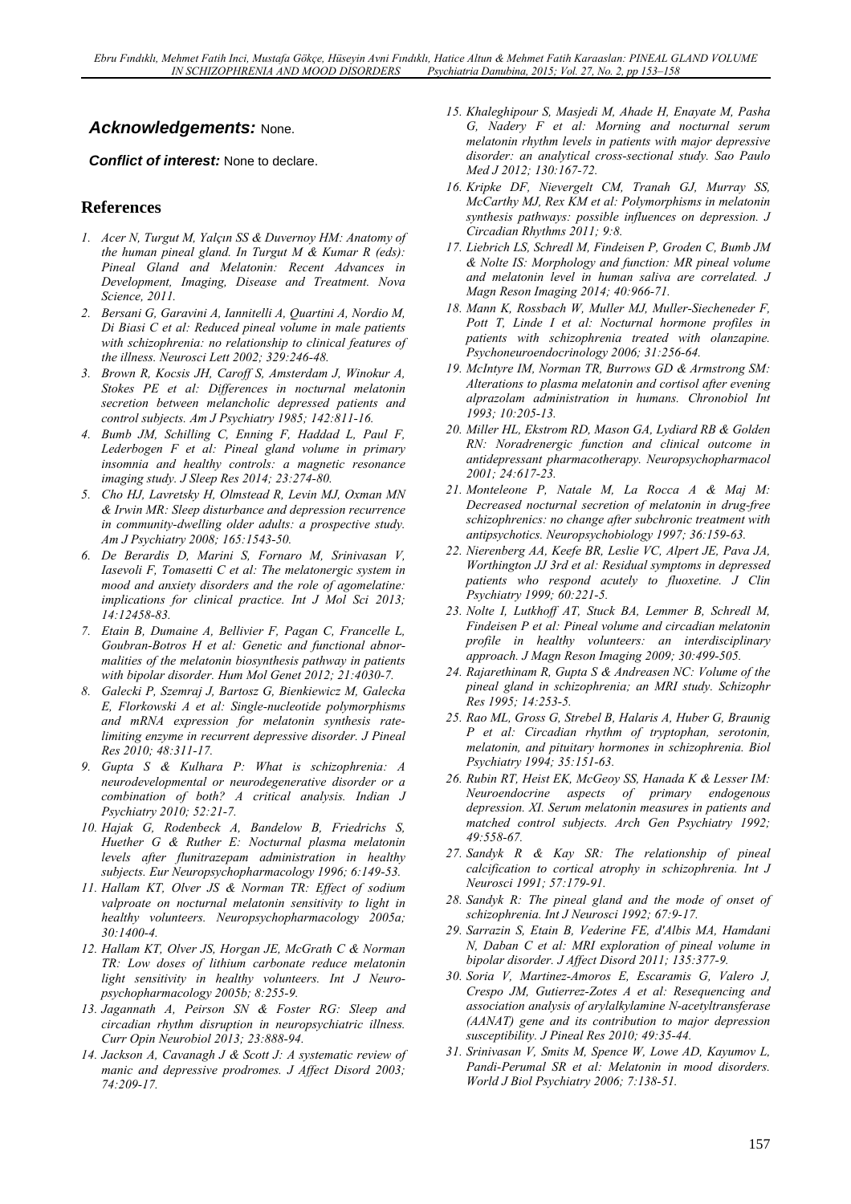### *Acknowledgements:* None.

***Conflict of interest:*** None to declare.

## References

1. *Acer N, Turgut M, Yalçın SS & Duvernoy HM: Anatomy of the human pineal gland. In Turgut M & Kumar R (eds): Pineal Gland and Melatonin: Recent Advances in Development, Imaging, Disease and Treatment. Nova Science, 2011.*
2. *Bersani G, Garavini A, Iannitelli A, Quartini A, Nordio M, Di Biasi C et al: Reduced pineal volume in male patients with schizophrenia: no relationship to clinical features of the illness. Neurosci Lett 2002; 329:246-48.*
3. *Brown R, Kocsis JH, Caroff S, Amsterdam J, Winokur A, Stokes PE et al: Differences in nocturnal melatonin secretion between melancholic depressed patients and control subjects. Am J Psychiatry 1985; 142:811-16.*
4. *Bumb JM, Schilling C, Enning F, Haddad L, Paul F, Lederbogen F et al: Pineal gland volume in primary insomnia and healthy controls: a magnetic resonance imaging study. J Sleep Res 2014; 23:274-80.*
5. *Cho HJ, Lavretsky H, Olmstead R, Levin MJ, Oxman MN & Irwin MR: Sleep disturbance and depression recurrence in community-dwelling older adults: a prospective study. Am J Psychiatry 2008; 165:1543-50.*
6. *De Berardis D, Marini S, Fornaro M, Srinivasan V, Iasevoli F, Tomasetti C et al: The melatonergic system in mood and anxiety disorders and the role of agomelatine: implications for clinical practice. Int J Mol Sci 2013; 14:12458-83.*
7. *Etain B, Dumaine A, Bellivier F, Pagan C, Francelle L, Goubran-Botros H et al: Genetic and functional abnormalities of the melatonin biosynthesis pathway in patients with bipolar disorder. Hum Mol Genet 2012; 21:4030-7.*
8. *Galecki P, Szemraj J, Bartosz G, Bienkiewicz M, Galecka E, Florkowski A et al: Single-nucleotide polymorphisms and mRNA expression for melatonin synthesis rate-limiting enzyme in recurrent depressive disorder. J Pineal Res 2010; 48:311-17.*
9. *Gupta S & Kulhara P: What is schizophrenia: A neurodevelopmental or neurodegenerative disorder or a combination of both? A critical analysis. Indian J Psychiatry 2010; 52:21-7.*
10. *Hajak G, Rodenbeck A, Bandelow B, Friedrichs S, Huether G & Ruther E: Nocturnal plasma melatonin levels after flunitrazepam administration in healthy subjects. Eur Neuropsychopharmacology 1996; 6:149-53.*
11. *Hallam KT, Olver JS & Norman TR: Effect of sodium valproate on nocturnal melatonin sensitivity to light in healthy volunteers. Neuropsychopharmacology 2005a; 30:1400-4.*
12. *Hallam KT, Olver JS, Horgan JE, McGrath C & Norman TR: Low doses of lithium carbonate reduce melatonin light sensitivity in healthy volunteers. Int J Neuropsychopharmacology 2005b; 8:255-9.*
13. *Jagannath A, Peirson SN & Foster RG: Sleep and circadian rhythm disruption in neuropsychiatric illness. Curr Opin Neurobiol 2013; 23:888-94.*
14. *Jackson A, Cavanagh J & Scott J: A systematic review of manic and depressive prodromes. J Affect Disord 2003; 74:209-17.*
15. *Khaleghipour S, Masjedi M, Ahade H, Enayate M, Pasha G, Nadery F et al: Morning and nocturnal serum melatonin rhythm levels in patients with major depressive disorder: an analytical cross-sectional study. Sao Paulo Med J 2012; 130:167-72.*
16. *Kripke DF, Nievergelt CM, Tranah GJ, Murray SS, McCarthy MJ, Rex KM et al: Polymorphisms in melatonin synthesis pathways: possible influences on depression. J Circadian Rhythms 2011; 9:8.*
17. *Liebrich LS, Schredl M, Findeisen P, Groden C, Bumb JM & Nolte IS: Morphology and function: MR pineal volume and melatonin level in human saliva are correlated. J Magn Reson Imaging 2014; 40:966-71.*
18. *Mann K, Rossbach W, Muller MJ, Muller-Siecheneder F, Pott T, Linde I et al: Nocturnal hormone profiles in patients with schizophrenia treated with olanzapine. Psychoneuroendocrinology 2006; 31:256-64.*
19. *McIntyre IM, Norman TR, Burrows GD & Armstrong SM: Alterations to plasma melatonin and cortisol after evening alprazolam administration in humans. Chronobiol Int 1993; 10:205-13.*
20. *Miller HL, Ekstrom RD, Mason GA, Lydiard RB & Golden RN: Noradrenergic function and clinical outcome in antidepressant pharmacotherapy. Neuropsychopharmacol 2001; 24:617-23.*
21. *Monteleone P, Natale M, La Rocca A & Maj M: Decreased nocturnal secretion of melatonin in drug-free schizophrenics: no change after subchronic treatment with antipsychotics. Neuropsychobiology 1997; 36:159-63.*
22. *Nierenberg AA, Keefe BR, Leslie VC, Alpert JE, Pava JA, Worthington JJ 3rd et al: Residual symptoms in depressed patients who respond acutely to fluoxetine. J Clin Psychiatry 1999; 60:221-5.*
23. *Nolte I, Lutkhoff AT, Stuck BA, Lemmer B, Schredl M, Findeisen P et al: Pineal volume and circadian melatonin profile in healthy volunteers: an interdisciplinary approach. J Magn Reson Imaging 2009; 30:499-505.*
24. *Rajarethinam R, Gupta S & Andreasen NC: Volume of the pineal gland in schizophrenia; an MRI study. Schizophr Res 1995; 14:253-5.*
25. *Rao ML, Gross G, Strebel B, Halaris A, Huber G, Braunig P et al: Circadian rhythm of tryptophan, serotonin, melatonin, and pituitary hormones in schizophrenia. Biol Psychiatry 1994; 35:151-63.*
26. *Rubin RT, Heist EK, McGeoy SS, Hanada K & Lesser IM: Neuroendocrine aspects of primary endogenous depression. XI. Serum melatonin measures in patients and matched control subjects. Arch Gen Psychiatry 1992; 49:558-67.*
27. *Sandyk R & Kay SR: The relationship of pineal calcification to cortical atrophy in schizophrenia. Int J Neurosci 1991; 57:179-91.*
28. *Sandyk R: The pineal gland and the mode of onset of schizophrenia. Int J Neurosci 1992; 67:9-17.*
29. *Sarrazin S, Etain B, Vederine FE, d'Albis MA, Hamdani N, Daban C et al: MRI exploration of pineal volume in bipolar disorder. J Affect Disord 2011; 135:377-9.*
30. *Soria V, Martinez-Amoros E, Escaramis G, Valero J, Crespo JM, Gutierrez-Zotes A et al: Resequencing and association analysis of arylalkylamine N-acetyltransferase (AANAT) gene and its contribution to major depression susceptibility. J Pineal Res 2010; 49:35-44.*
31. *Srinivasan V, Smits M, Spence W, Lowe AD, Kayumov L, Pandi-Perumal SR et al: Melatonin in mood disorders. World J Biol Psychiatry 2006; 7:138-51.*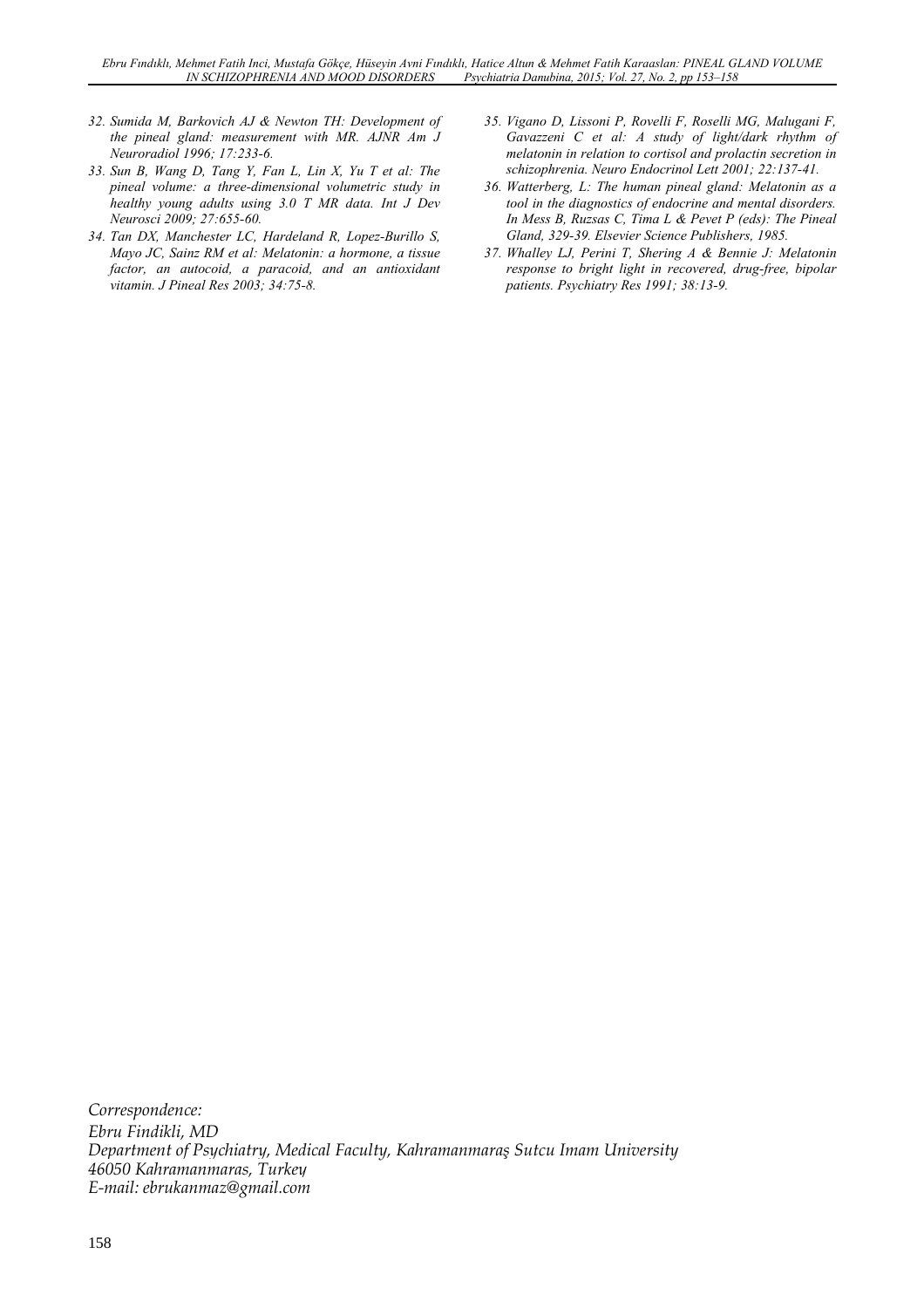32. *Sumida M, Barkovich AJ & Newton TH: Development of the pineal gland: measurement with MR. AJNR Am J Neuroradiol 1996; 17:233-6.*
33. *Sun B, Wang D, Tang Y, Fan L, Lin X, Yu T et al: The pineal volume: a three-dimensional volumetric study in healthy young adults using 3.0 T MR data. Int J Dev Neurosci 2009; 27:655-60.*
34. *Tan DX, Manchester LC, Hardeland R, Lopez-Burillo S, Mayo JC, Sainz RM et al: Melatonin: a hormone, a tissue factor, an autocoid, a paracoid, and an antioxidant vitamin. J Pineal Res 2003; 34:75-8.*
35. *Vigano D, Lissoni P, Rovelli F, Roselli MG, Malugani F, Gavazzeni C et al: A study of light/dark rhythm of melatonin in relation to cortisol and prolactin secretion in schizophrenia. Neuro Endocrinol Lett 2001; 22:137-41.*
36. *Watterberg, L: The human pineal gland: Melatonin as a tool in the diagnostics of endocrine and mental disorders. In Mess B, Ruzsas C, Tima L & Pevet P (eds): The Pineal Gland, 329-39. Elsevier Science Publishers, 1985.*
37. *Whalley LJ, Perini T, Shering A & Bennie J: Melatonin response to bright light in recovered, drug-free, bipolar patients. Psychiatry Res 1991; 38:13-9.*

*Correspondence:*
*Ebru Findikli, MD*
*Department of Psychiatry, Medical Faculty, Kahramanmaraş Sutcu Imam University*
*46050 Kahramanmaras, Turkey*
*E-mail: ebrukanmaz@gmail.com*